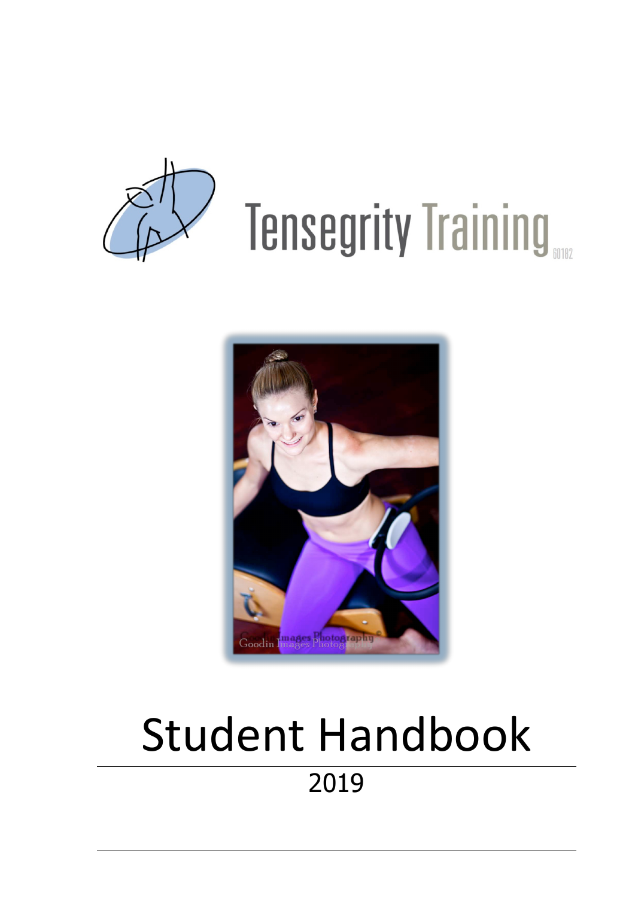Tensegrity Training 60182

# Student Handbook

2019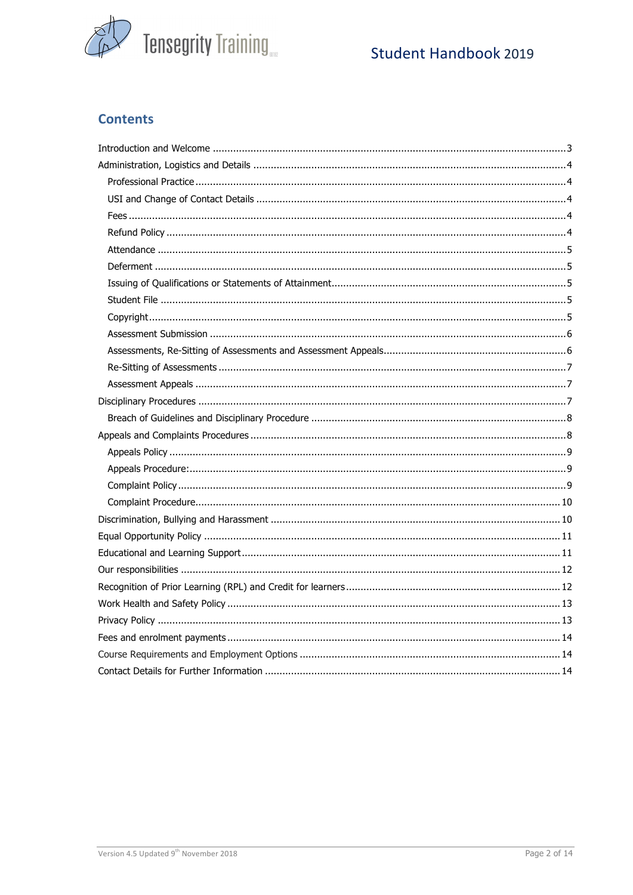## Contents

- Introduction and Welcome ........................................................................................................ 3
- Administration, Logistics and Details ........................................................................................ 4
  - Professional Practice ........................................................................................................ 4
  - USI and Change of Contact Details ..................................................................................... 4
  - Fees ................................................................................................................................. 4
  - Refund Policy .................................................................................................................... 4
  - Attendance ....................................................................................................................... 5
  - Deferment ........................................................................................................................ 5
  - Issuing of Qualifications or Statements of Attainment .......................................................... 5
  - Student File ...................................................................................................................... 5
  - Copyright .......................................................................................................................... 5
  - Assessment Submission .................................................................................................... 6
  - Assessments, Re-Sitting of Assessments and Assessment Appeals ........................................ 6
  - Re-Sitting of Assessments .................................................................................................. 7
  - Assessment Appeals .......................................................................................................... 7
- Disciplinary Procedures ............................................................................................................ 7
  - Breach of Guidelines and Disciplinary Procedure .................................................................. 8
- Appeals and Complaints Procedures ......................................................................................... 8
  - Appeals Policy ................................................................................................................... 9
  - Appeals Procedure: ............................................................................................................ 9
  - Complaint Policy ................................................................................................................ 9
  - Complaint Procedure ........................................................................................................ 10
- Discrimination, Bullying and Harassment ................................................................................ 10
- Equal Opportunity Policy ........................................................................................................ 11
- Educational and Learning Support .......................................................................................... 11
- Our responsibilities ................................................................................................................ 12
- Recognition of Prior Learning (RPL) and Credit for learners ..................................................... 12
- Work Health and Safety Policy ............................................................................................... 13
- Privacy Policy ........................................................................................................................ 13
- Fees and enrolment payments ................................................................................................ 14
- Course Requirements and Employment Options ....................................................................... 14
- Contact Details for Further Information ................................................................................... 14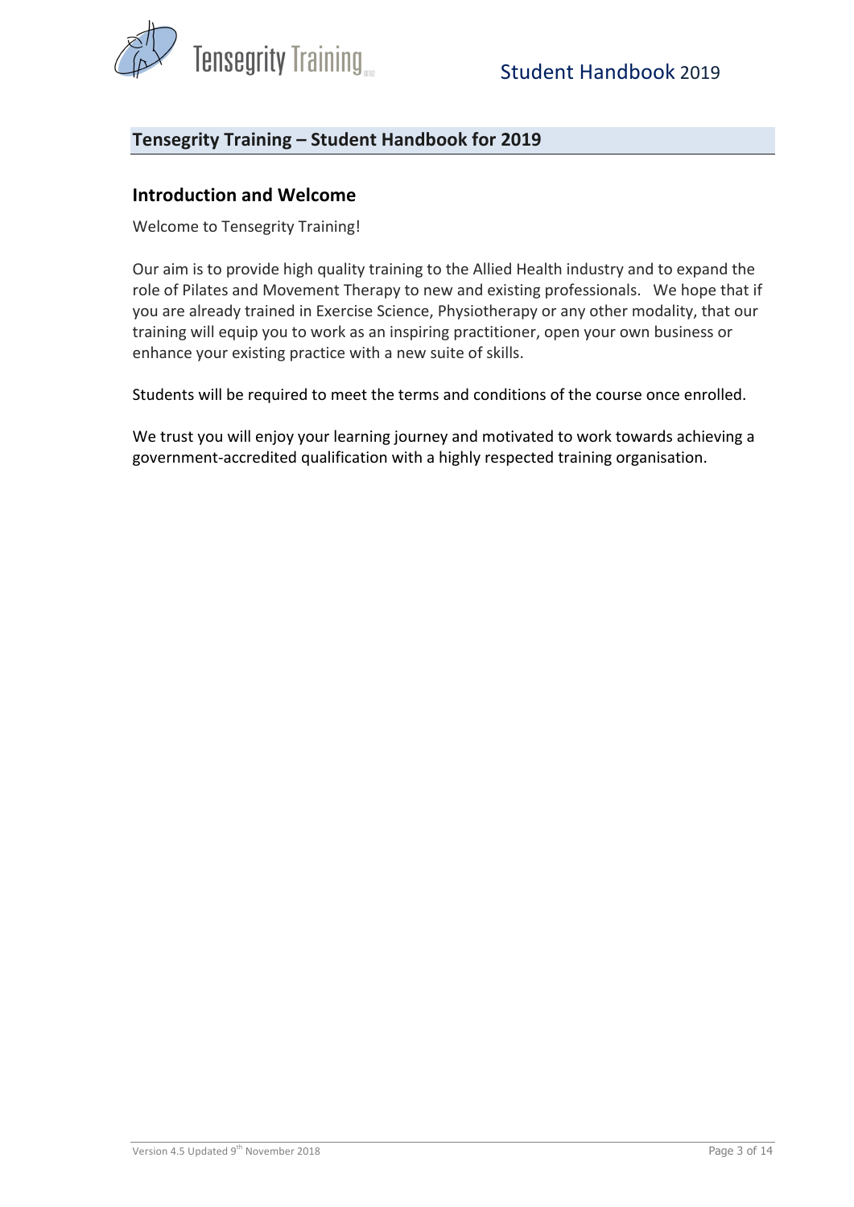## Tensegrity Training – Student Handbook for 2019

### Introduction and Welcome

Welcome to Tensegrity Training!

Our aim is to provide high quality training to the Allied Health industry and to expand the role of Pilates and Movement Therapy to new and existing professionals. We hope that if you are already trained in Exercise Science, Physiotherapy or any other modality, that our training will equip you to work as an inspiring practitioner, open your own business or enhance your existing practice with a new suite of skills.

Students will be required to meet the terms and conditions of the course once enrolled.

We trust you will enjoy your learning journey and motivated to work towards achieving a government-accredited qualification with a highly respected training organisation.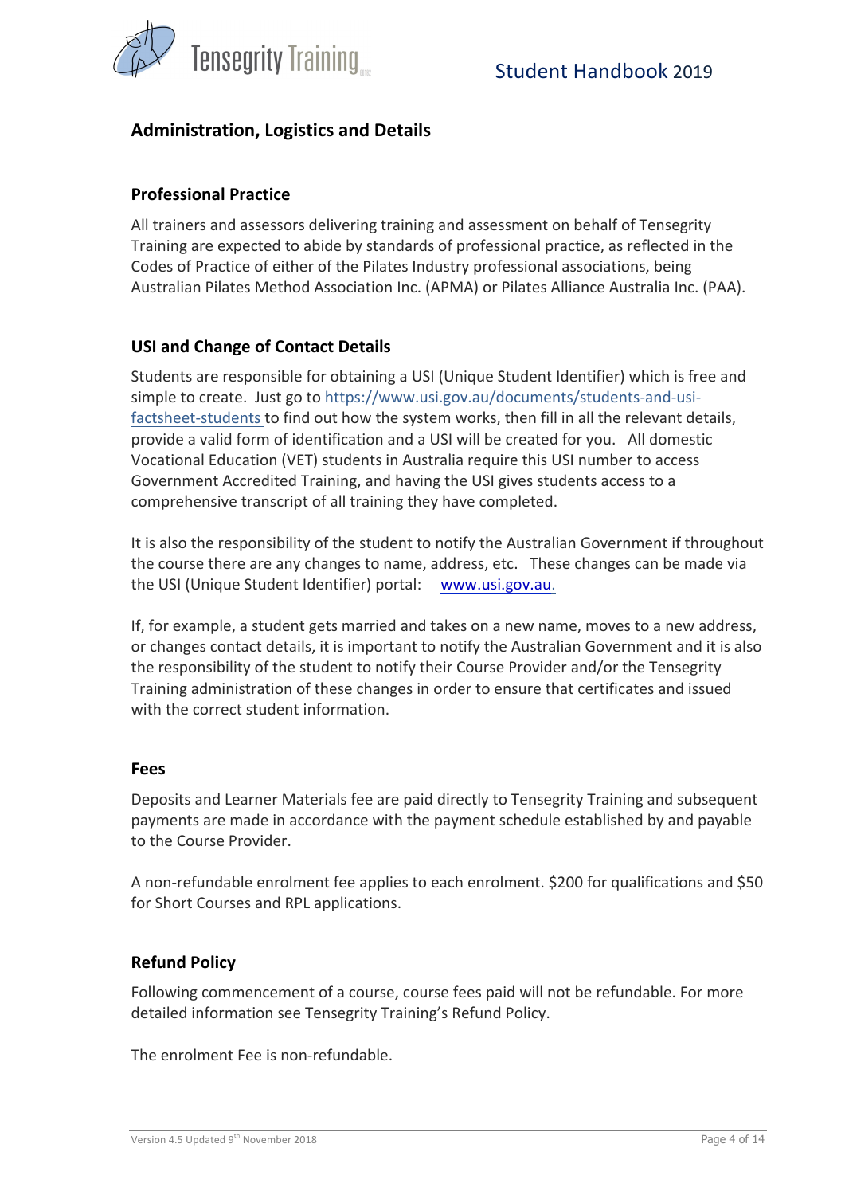## Administration, Logistics and Details

### Professional Practice

All trainers and assessors delivering training and assessment on behalf of Tensegrity Training are expected to abide by standards of professional practice, as reflected in the Codes of Practice of either of the Pilates Industry professional associations, being Australian Pilates Method Association Inc. (APMA) or Pilates Alliance Australia Inc. (PAA).

### USI and Change of Contact Details

Students are responsible for obtaining a USI (Unique Student Identifier) which is free and simple to create. Just go to https://www.usi.gov.au/documents/students-and-usi-factsheet-students to find out how the system works, then fill in all the relevant details, provide a valid form of identification and a USI will be created for you. All domestic Vocational Education (VET) students in Australia require this USI number to access Government Accredited Training, and having the USI gives students access to a comprehensive transcript of all training they have completed.

It is also the responsibility of the student to notify the Australian Government if throughout the course there are any changes to name, address, etc. These changes can be made via the USI (Unique Student Identifier) portal: www.usi.gov.au.

If, for example, a student gets married and takes on a new name, moves to a new address, or changes contact details, it is important to notify the Australian Government and it is also the responsibility of the student to notify their Course Provider and/or the Tensegrity Training administration of these changes in order to ensure that certificates and issued with the correct student information.

### Fees

Deposits and Learner Materials fee are paid directly to Tensegrity Training and subsequent payments are made in accordance with the payment schedule established by and payable to the Course Provider.

A non-refundable enrolment fee applies to each enrolment. $200 for qualifications and $50 for Short Courses and RPL applications.

### Refund Policy

Following commencement of a course, course fees paid will not be refundable. For more detailed information see Tensegrity Training's Refund Policy.

The enrolment Fee is non-refundable.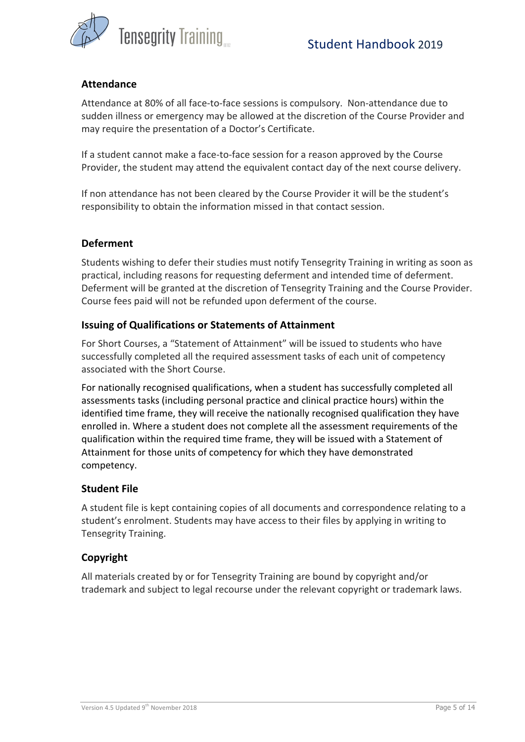## Attendance

Attendance at 80% of all face-to-face sessions is compulsory. Non-attendance due to sudden illness or emergency may be allowed at the discretion of the Course Provider and may require the presentation of a Doctor's Certificate.

If a student cannot make a face-to-face session for a reason approved by the Course Provider, the student may attend the equivalent contact day of the next course delivery.

If non attendance has not been cleared by the Course Provider it will be the student's responsibility to obtain the information missed in that contact session.

## Deferment

Students wishing to defer their studies must notify Tensegrity Training in writing as soon as practical, including reasons for requesting deferment and intended time of deferment. Deferment will be granted at the discretion of Tensegrity Training and the Course Provider. Course fees paid will not be refunded upon deferment of the course.

## Issuing of Qualifications or Statements of Attainment

For Short Courses, a "Statement of Attainment" will be issued to students who have successfully completed all the required assessment tasks of each unit of competency associated with the Short Course.

For nationally recognised qualifications, when a student has successfully completed all assessments tasks (including personal practice and clinical practice hours) within the identified time frame, they will receive the nationally recognised qualification they have enrolled in. Where a student does not complete all the assessment requirements of the qualification within the required time frame, they will be issued with a Statement of Attainment for those units of competency for which they have demonstrated competency.

## Student File

A student file is kept containing copies of all documents and correspondence relating to a student's enrolment. Students may have access to their files by applying in writing to Tensegrity Training.

## Copyright

All materials created by or for Tensegrity Training are bound by copyright and/or trademark and subject to legal recourse under the relevant copyright or trademark laws.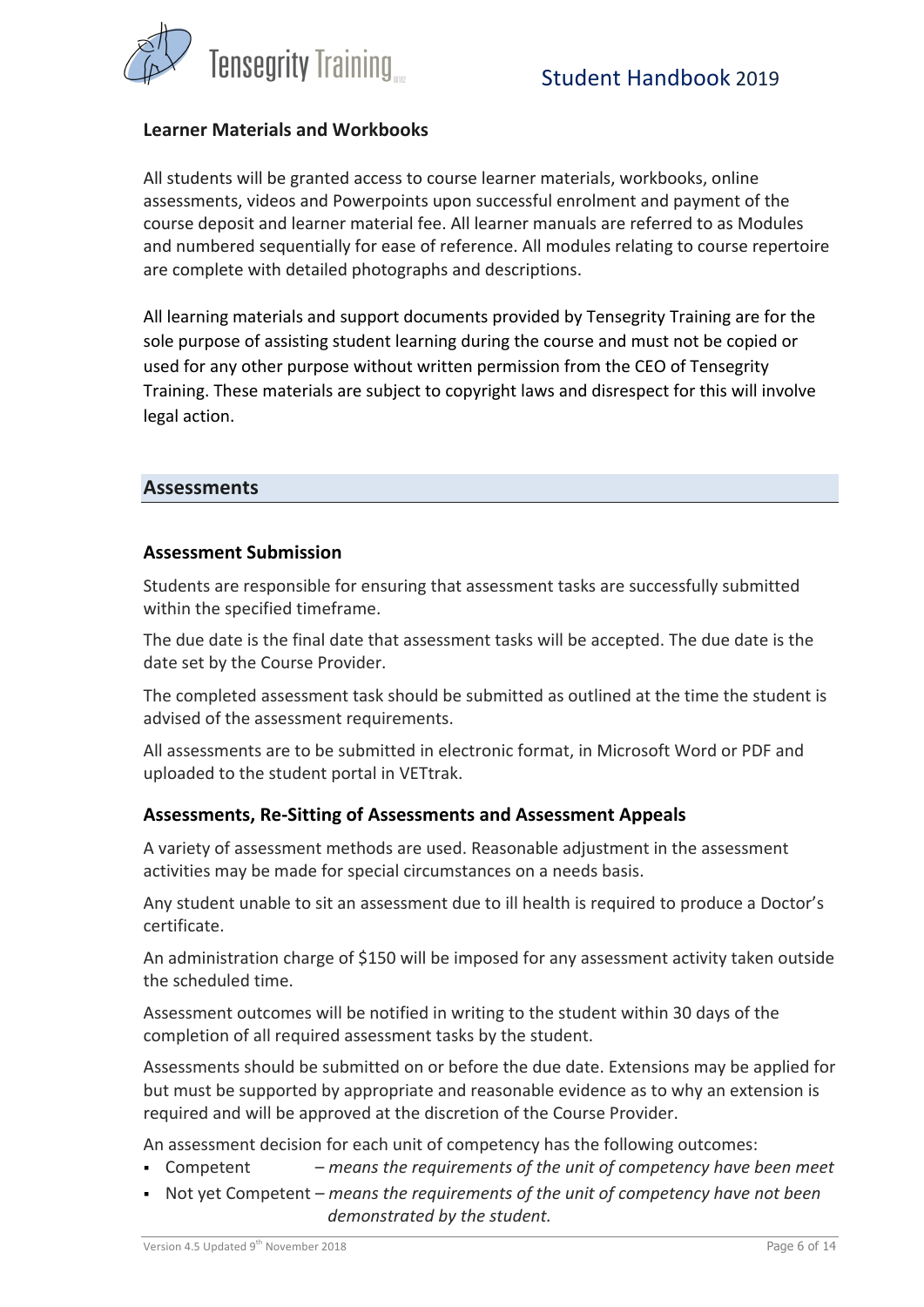### Learner Materials and Workbooks

All students will be granted access to course learner materials, workbooks, online assessments, videos and Powerpoints upon successful enrolment and payment of the course deposit and learner material fee. All learner manuals are referred to as Modules and numbered sequentially for ease of reference. All modules relating to course repertoire are complete with detailed photographs and descriptions.

All learning materials and support documents provided by Tensegrity Training are for the sole purpose of assisting student learning during the course and must not be copied or used for any other purpose without written permission from the CEO of Tensegrity Training. These materials are subject to copyright laws and disrespect for this will involve legal action.

## Assessments

### Assessment Submission

Students are responsible for ensuring that assessment tasks are successfully submitted within the specified timeframe.

The due date is the final date that assessment tasks will be accepted. The due date is the date set by the Course Provider.

The completed assessment task should be submitted as outlined at the time the student is advised of the assessment requirements.

All assessments are to be submitted in electronic format, in Microsoft Word or PDF and uploaded to the student portal in VETtrak.

### Assessments, Re-Sitting of Assessments and Assessment Appeals

A variety of assessment methods are used. Reasonable adjustment in the assessment activities may be made for special circumstances on a needs basis.

Any student unable to sit an assessment due to ill health is required to produce a Doctor's certificate.

An administration charge of $150 will be imposed for any assessment activity taken outside the scheduled time.

Assessment outcomes will be notified in writing to the student within 30 days of the completion of all required assessment tasks by the student.

Assessments should be submitted on or before the due date. Extensions may be applied for but must be supported by appropriate and reasonable evidence as to why an extension is required and will be approved at the discretion of the Course Provider.

An assessment decision for each unit of competency has the following outcomes:

- Competent – *means the requirements of the unit of competency have been meet*
- Not yet Competent – *means the requirements of the unit of competency have not been demonstrated by the student.*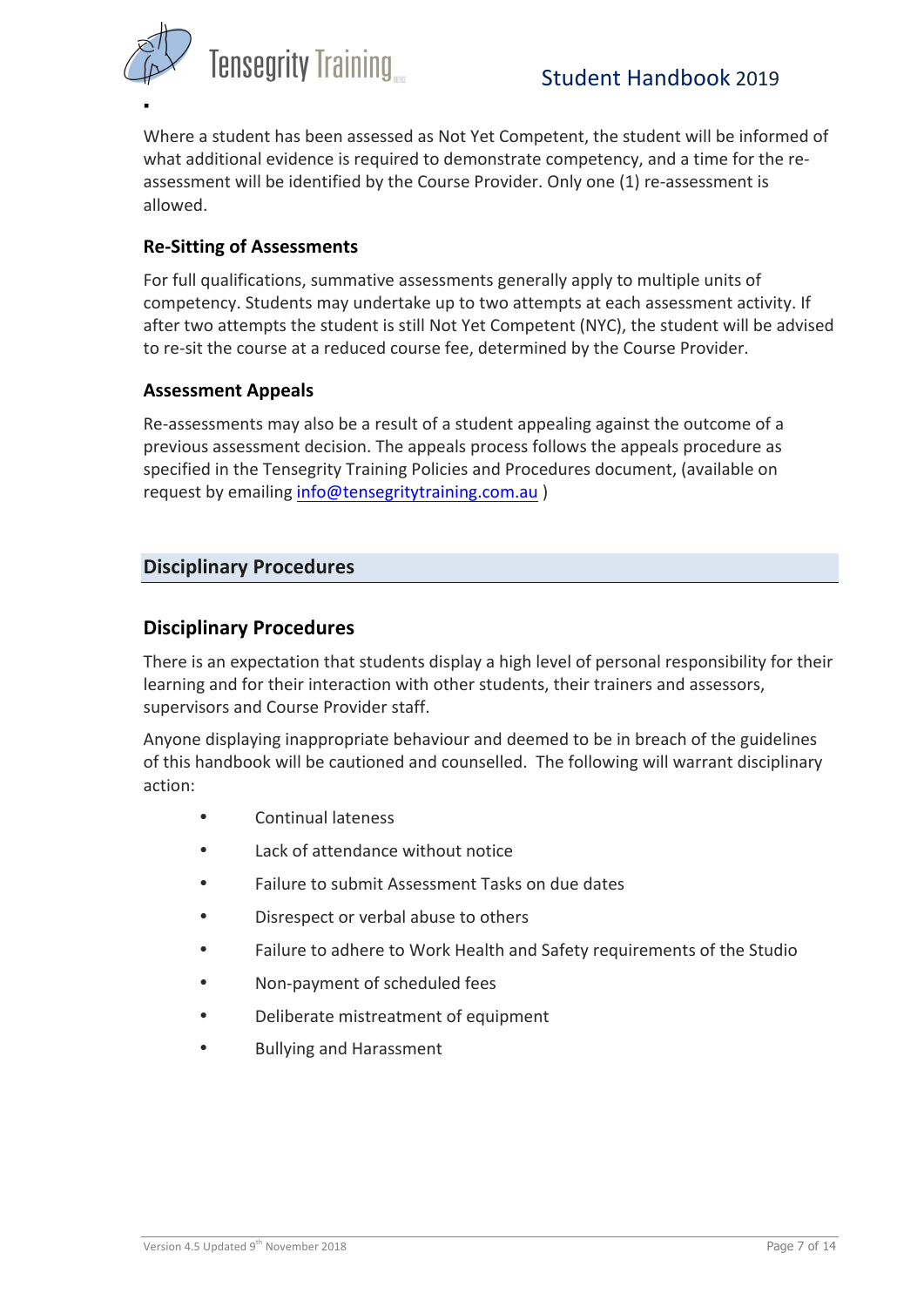Where a student has been assessed as Not Yet Competent, the student will be informed of what additional evidence is required to demonstrate competency, and a time for the re-assessment will be identified by the Course Provider. Only one (1) re-assessment is allowed.

### Re-Sitting of Assessments

For full qualifications, summative assessments generally apply to multiple units of competency. Students may undertake up to two attempts at each assessment activity. If after two attempts the student is still Not Yet Competent (NYC), the student will be advised to re-sit the course at a reduced course fee, determined by the Course Provider.

### Assessment Appeals

Re-assessments may also be a result of a student appealing against the outcome of a previous assessment decision. The appeals process follows the appeals procedure as specified in the Tensegrity Training Policies and Procedures document, (available on request by emailing info@tensegritytraining.com.au )

## Disciplinary Procedures

### Disciplinary Procedures

There is an expectation that students display a high level of personal responsibility for their learning and for their interaction with other students, their trainers and assessors, supervisors and Course Provider staff.

Anyone displaying inappropriate behaviour and deemed to be in breach of the guidelines of this handbook will be cautioned and counselled. The following will warrant disciplinary action:

- Continual lateness
- Lack of attendance without notice
- Failure to submit Assessment Tasks on due dates
- Disrespect or verbal abuse to others
- Failure to adhere to Work Health and Safety requirements of the Studio
- Non-payment of scheduled fees
- Deliberate mistreatment of equipment
- Bullying and Harassment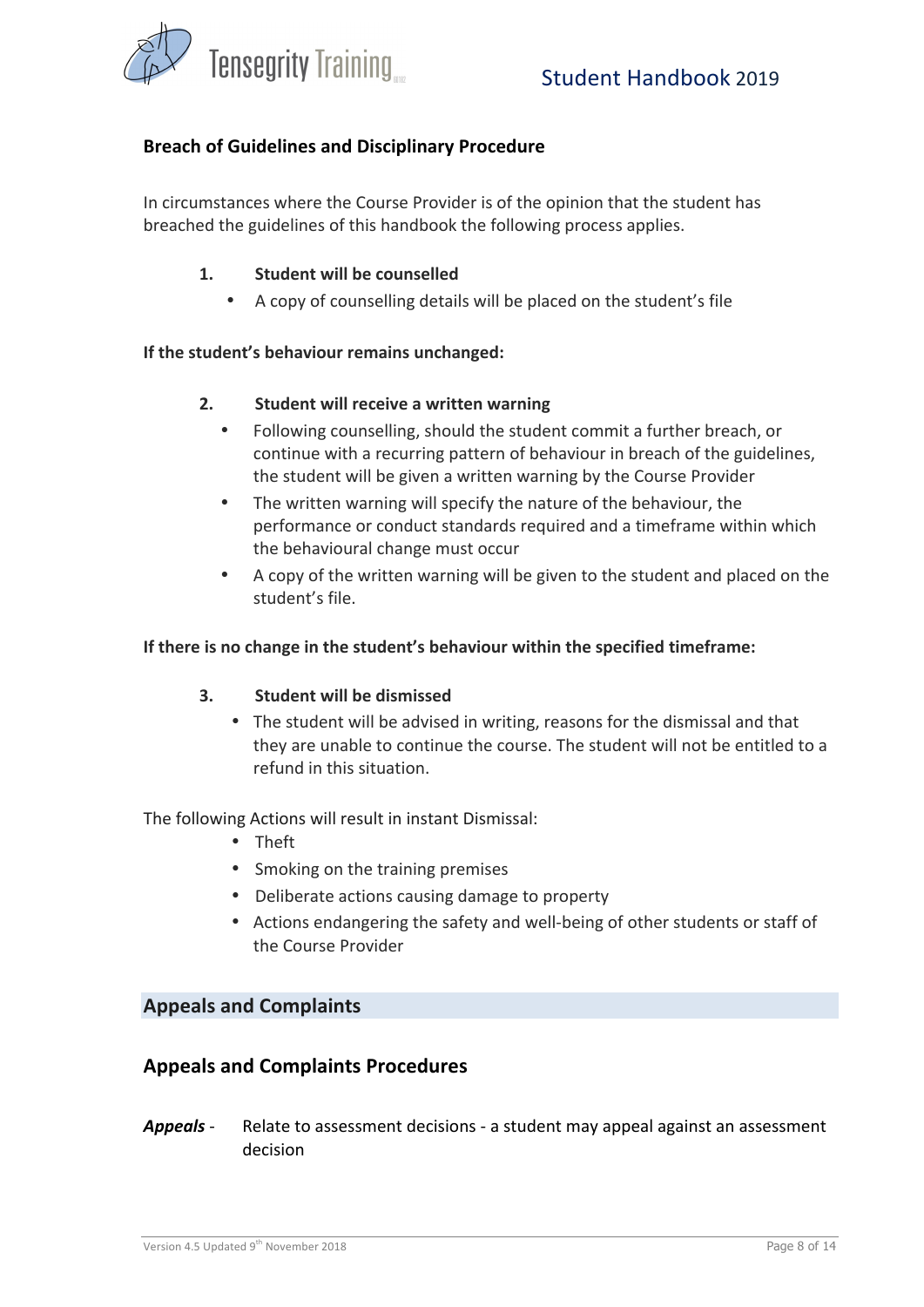### Breach of Guidelines and Disciplinary Procedure

In circumstances where the Course Provider is of the opinion that the student has breached the guidelines of this handbook the following process applies.

1. **Student will be counselled**
   - A copy of counselling details will be placed on the student's file

**If the student's behaviour remains unchanged:**

2. **Student will receive a written warning**
   - Following counselling, should the student commit a further breach, or continue with a recurring pattern of behaviour in breach of the guidelines, the student will be given a written warning by the Course Provider
   - The written warning will specify the nature of the behaviour, the performance or conduct standards required and a timeframe within which the behavioural change must occur
   - A copy of the written warning will be given to the student and placed on the student's file.

**If there is no change in the student's behaviour within the specified timeframe:**

3. **Student will be dismissed**
   - The student will be advised in writing, reasons for the dismissal and that they are unable to continue the course. The student will not be entitled to a refund in this situation.

The following Actions will result in instant Dismissal:

- Theft
- Smoking on the training premises
- Deliberate actions causing damage to property
- Actions endangering the safety and well-being of other students or staff of the Course Provider

## Appeals and Complaints

### Appeals and Complaints Procedures

***Appeals*** - Relate to assessment decisions - a student may appeal against an assessment decision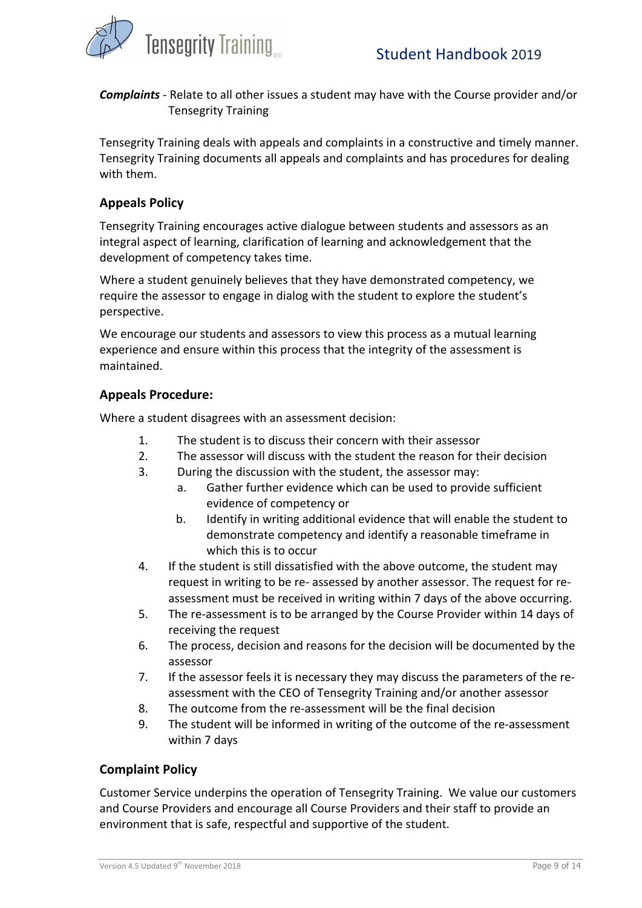***Complaints*** - Relate to all other issues a student may have with the Course provider and/or Tensegrity Training

Tensegrity Training deals with appeals and complaints in a constructive and timely manner. Tensegrity Training documents all appeals and complaints and has procedures for dealing with them.

### Appeals Policy

Tensegrity Training encourages active dialogue between students and assessors as an integral aspect of learning, clarification of learning and acknowledgement that the development of competency takes time.

Where a student genuinely believes that they have demonstrated competency, we require the assessor to engage in dialog with the student to explore the student's perspective.

We encourage our students and assessors to view this process as a mutual learning experience and ensure within this process that the integrity of the assessment is maintained.

### Appeals Procedure:

Where a student disagrees with an assessment decision:

1. The student is to discuss their concern with their assessor
2. The assessor will discuss with the student the reason for their decision
3. During the discussion with the student, the assessor may:
   a. Gather further evidence which can be used to provide sufficient evidence of competency or
   b. Identify in writing additional evidence that will enable the student to demonstrate competency and identify a reasonable timeframe in which this is to occur
4. If the student is still dissatisfied with the above outcome, the student may request in writing to be re- assessed by another assessor. The request for re-assessment must be received in writing within 7 days of the above occurring.
5. The re-assessment is to be arranged by the Course Provider within 14 days of receiving the request
6. The process, decision and reasons for the decision will be documented by the assessor
7. If the assessor feels it is necessary they may discuss the parameters of the re-assessment with the CEO of Tensegrity Training and/or another assessor
8. The outcome from the re-assessment will be the final decision
9. The student will be informed in writing of the outcome of the re-assessment within 7 days

### Complaint Policy

Customer Service underpins the operation of Tensegrity Training. We value our customers and Course Providers and encourage all Course Providers and their staff to provide an environment that is safe, respectful and supportive of the student.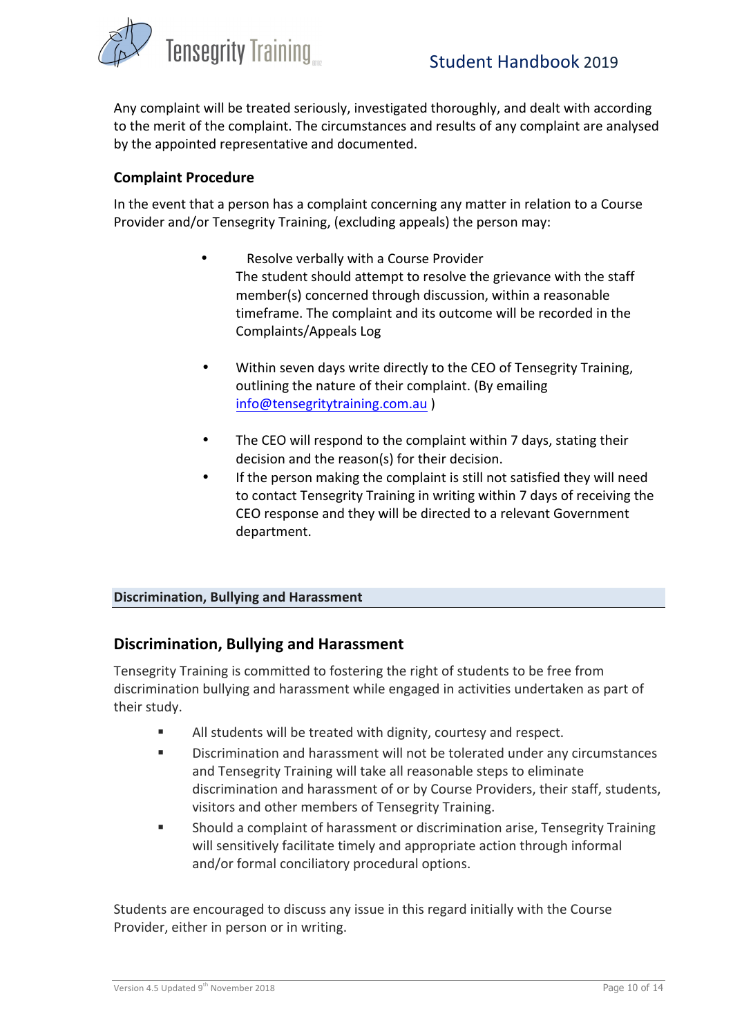Any complaint will be treated seriously, investigated thoroughly, and dealt with according to the merit of the complaint. The circumstances and results of any complaint are analysed by the appointed representative and documented.

### Complaint Procedure

In the event that a person has a complaint concerning any matter in relation to a Course Provider and/or Tensegrity Training, (excluding appeals) the person may:

- Resolve verbally with a Course Provider
  The student should attempt to resolve the grievance with the staff member(s) concerned through discussion, within a reasonable timeframe. The complaint and its outcome will be recorded in the Complaints/Appeals Log
- Within seven days write directly to the CEO of Tensegrity Training, outlining the nature of their complaint. (By emailing info@tensegritytraining.com.au )
- The CEO will respond to the complaint within 7 days, stating their decision and the reason(s) for their decision.
- If the person making the complaint is still not satisfied they will need to contact Tensegrity Training in writing within 7 days of receiving the CEO response and they will be directed to a relevant Government department.

**Discrimination, Bullying and Harassment**

## Discrimination, Bullying and Harassment

Tensegrity Training is committed to fostering the right of students to be free from discrimination bullying and harassment while engaged in activities undertaken as part of their study.

- All students will be treated with dignity, courtesy and respect.
- Discrimination and harassment will not be tolerated under any circumstances and Tensegrity Training will take all reasonable steps to eliminate discrimination and harassment of or by Course Providers, their staff, students, visitors and other members of Tensegrity Training.
- Should a complaint of harassment or discrimination arise, Tensegrity Training will sensitively facilitate timely and appropriate action through informal and/or formal conciliatory procedural options.

Students are encouraged to discuss any issue in this regard initially with the Course Provider, either in person or in writing.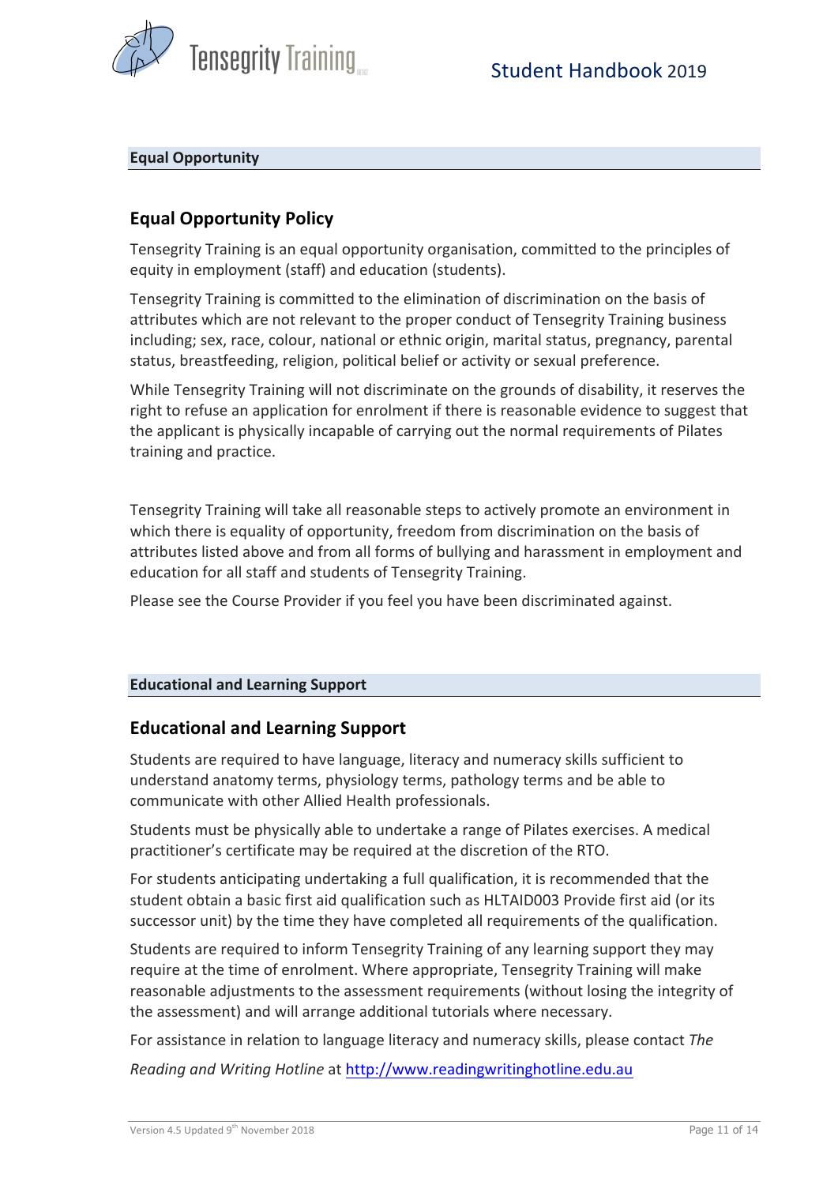## Equal Opportunity

### Equal Opportunity Policy

Tensegrity Training is an equal opportunity organisation, committed to the principles of equity in employment (staff) and education (students).

Tensegrity Training is committed to the elimination of discrimination on the basis of attributes which are not relevant to the proper conduct of Tensegrity Training business including; sex, race, colour, national or ethnic origin, marital status, pregnancy, parental status, breastfeeding, religion, political belief or activity or sexual preference.

While Tensegrity Training will not discriminate on the grounds of disability, it reserves the right to refuse an application for enrolment if there is reasonable evidence to suggest that the applicant is physically incapable of carrying out the normal requirements of Pilates training and practice.

Tensegrity Training will take all reasonable steps to actively promote an environment in which there is equality of opportunity, freedom from discrimination on the basis of attributes listed above and from all forms of bullying and harassment in employment and education for all staff and students of Tensegrity Training.

Please see the Course Provider if you feel you have been discriminated against.

## Educational and Learning Support

### Educational and Learning Support

Students are required to have language, literacy and numeracy skills sufficient to understand anatomy terms, physiology terms, pathology terms and be able to communicate with other Allied Health professionals.

Students must be physically able to undertake a range of Pilates exercises. A medical practitioner's certificate may be required at the discretion of the RTO.

For students anticipating undertaking a full qualification, it is recommended that the student obtain a basic first aid qualification such as HLTAID003 Provide first aid (or its successor unit) by the time they have completed all requirements of the qualification.

Students are required to inform Tensegrity Training of any learning support they may require at the time of enrolment. Where appropriate, Tensegrity Training will make reasonable adjustments to the assessment requirements (without losing the integrity of the assessment) and will arrange additional tutorials where necessary.

For assistance in relation to language literacy and numeracy skills, please contact *The Reading and Writing Hotline* at http://www.readingwritinghotline.edu.au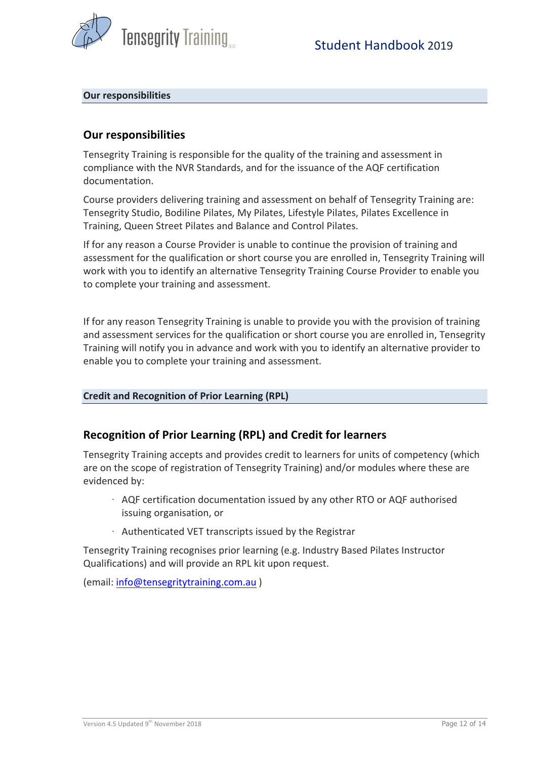**Our responsibilities**

## Our responsibilities

Tensegrity Training is responsible for the quality of the training and assessment in compliance with the NVR Standards, and for the issuance of the AQF certification documentation.

Course providers delivering training and assessment on behalf of Tensegrity Training are: Tensegrity Studio, Bodiline Pilates, My Pilates, Lifestyle Pilates, Pilates Excellence in Training, Queen Street Pilates and Balance and Control Pilates.

If for any reason a Course Provider is unable to continue the provision of training and assessment for the qualification or short course you are enrolled in, Tensegrity Training will work with you to identify an alternative Tensegrity Training Course Provider to enable you to complete your training and assessment.

If for any reason Tensegrity Training is unable to provide you with the provision of training and assessment services for the qualification or short course you are enrolled in, Tensegrity Training will notify you in advance and work with you to identify an alternative provider to enable you to complete your training and assessment.

**Credit and Recognition of Prior Learning (RPL)**

## Recognition of Prior Learning (RPL) and Credit for learners

Tensegrity Training accepts and provides credit to learners for units of competency (which are on the scope of registration of Tensegrity Training) and/or modules where these are evidenced by:

- AQF certification documentation issued by any other RTO or AQF authorised issuing organisation, or
- Authenticated VET transcripts issued by the Registrar

Tensegrity Training recognises prior learning (e.g. Industry Based Pilates Instructor Qualifications) and will provide an RPL kit upon request.

(email: info@tensegritytraining.com.au )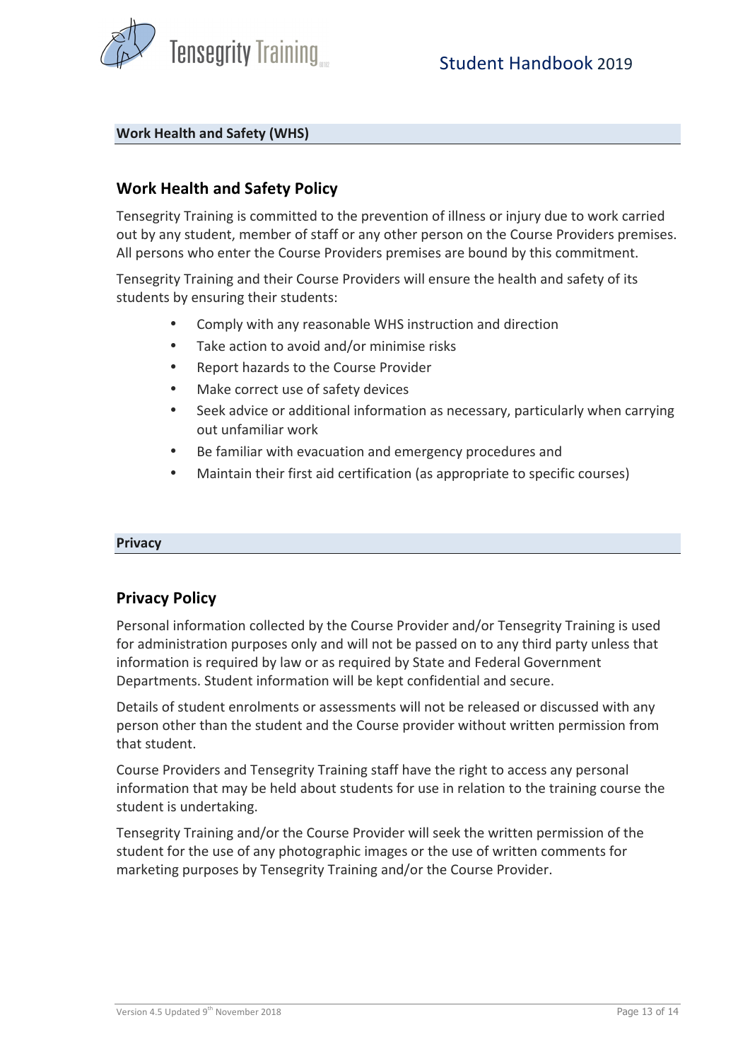## Work Health and Safety (WHS)

### Work Health and Safety Policy

Tensegrity Training is committed to the prevention of illness or injury due to work carried out by any student, member of staff or any other person on the Course Providers premises. All persons who enter the Course Providers premises are bound by this commitment.

Tensegrity Training and their Course Providers will ensure the health and safety of its students by ensuring their students:

- Comply with any reasonable WHS instruction and direction
- Take action to avoid and/or minimise risks
- Report hazards to the Course Provider
- Make correct use of safety devices
- Seek advice or additional information as necessary, particularly when carrying out unfamiliar work
- Be familiar with evacuation and emergency procedures and
- Maintain their first aid certification (as appropriate to specific courses)

## Privacy

### Privacy Policy

Personal information collected by the Course Provider and/or Tensegrity Training is used for administration purposes only and will not be passed on to any third party unless that information is required by law or as required by State and Federal Government Departments. Student information will be kept confidential and secure.

Details of student enrolments or assessments will not be released or discussed with any person other than the student and the Course provider without written permission from that student.

Course Providers and Tensegrity Training staff have the right to access any personal information that may be held about students for use in relation to the training course the student is undertaking.

Tensegrity Training and/or the Course Provider will seek the written permission of the student for the use of any photographic images or the use of written comments for marketing purposes by Tensegrity Training and/or the Course Provider.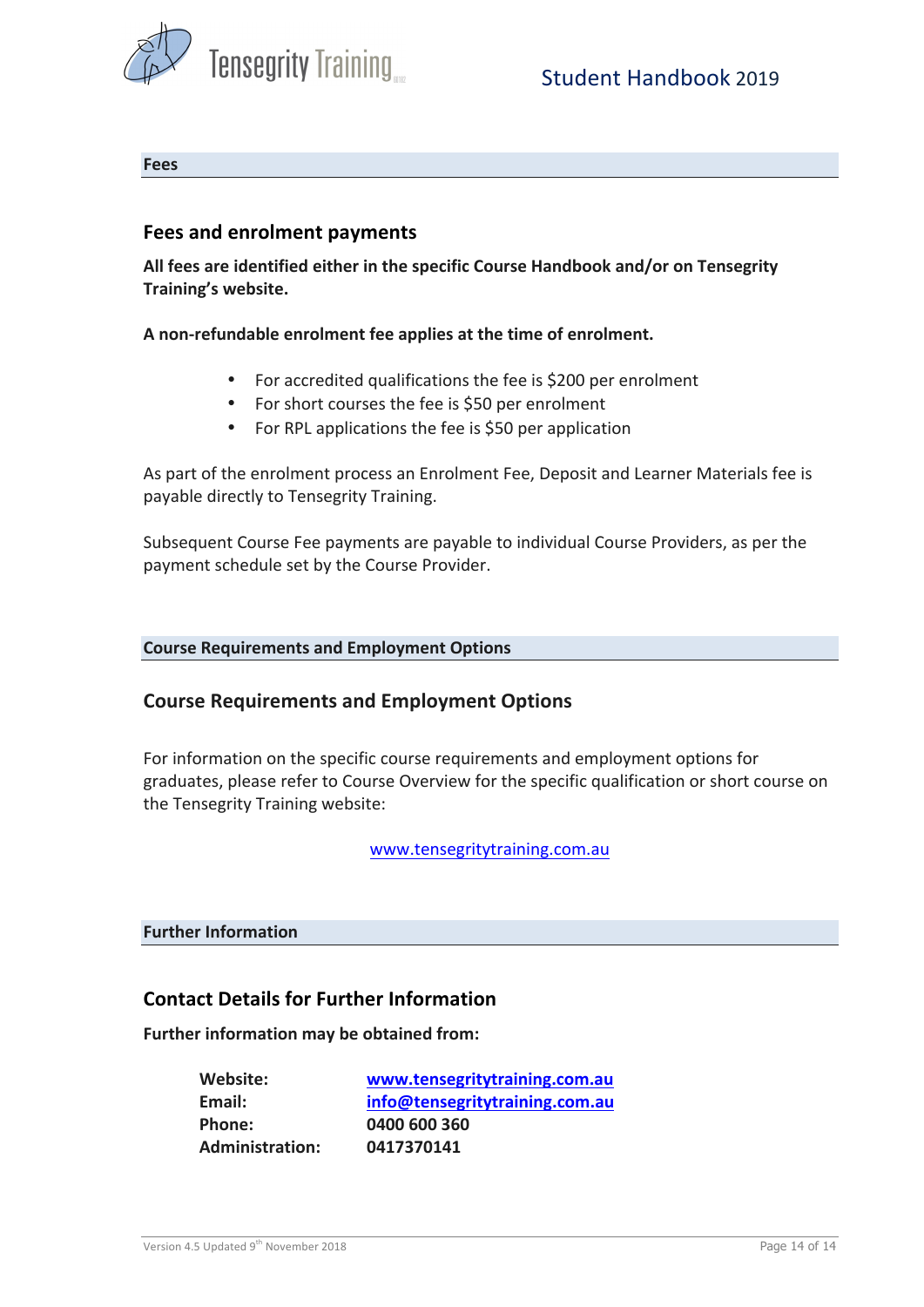## Fees

### Fees and enrolment payments

**All fees are identified either in the specific Course Handbook and/or on Tensegrity Training's website.**

**A non-refundable enrolment fee applies at the time of enrolment.**

- For accredited qualifications the fee is $200 per enrolment
- For short courses the fee is $50 per enrolment
- For RPL applications the fee is $50 per application

As part of the enrolment process an Enrolment Fee, Deposit and Learner Materials fee is payable directly to Tensegrity Training.

Subsequent Course Fee payments are payable to individual Course Providers, as per the payment schedule set by the Course Provider.

## Course Requirements and Employment Options

### Course Requirements and Employment Options

For information on the specific course requirements and employment options for graduates, please refer to Course Overview for the specific qualification or short course on the Tensegrity Training website:

www.tensegritytraining.com.au

## Further Information

### Contact Details for Further Information

**Further information may be obtained from:**

| | |
|---|---|
| **Website:** | **www.tensegritytraining.com.au** |
| **Email:** | **info@tensegritytraining.com.au** |
| **Phone:** | **0400 600 360** |
| **Administration:** | **0417370141** |

Version 4.5 Updated 9th November 2018